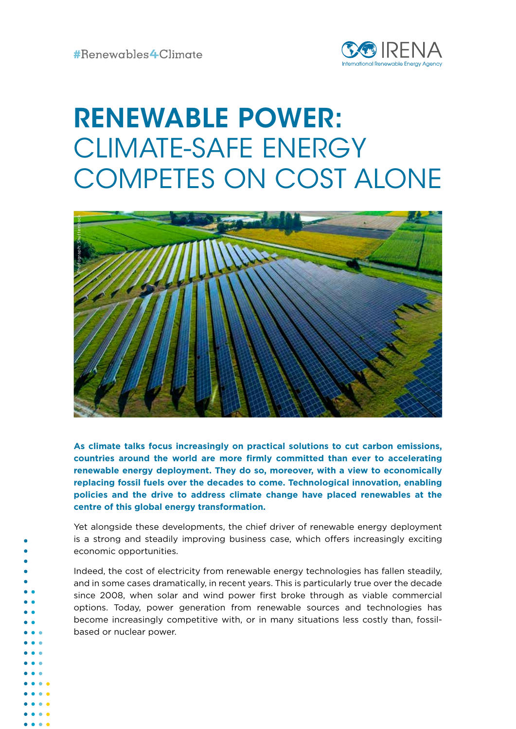#Renewables4Climate

# RENEWABLE POWER: CLIMATE-SAFE ENERGY COMPETES ON COST ALONE

**As climate talks focus increasingly on practical solutions to cut carbon emissions, countries around the world are more firmly committed than ever to accelerating renewable energy deployment. They do so, moreover, with a view to economically replacing fossil fuels over the decades to come. Technological innovation, enabling policies and the drive to address climate change have placed renewables at the centre of this global energy transformation.**

Yet alongside these developments, the chief driver of renewable energy deployment is a strong and steadily improving business case, which offers increasingly exciting economic opportunities.

Indeed, the cost of electricity from renewable energy technologies has fallen steadily, and in some cases dramatically, in recent years. This is particularly true over the decade since 2008, when solar and wind power first broke through as viable commercial options. Today, power generation from renewable sources and technologies has become increasingly competitive with, or in many situations less costly than, fossil-based or nuclear power.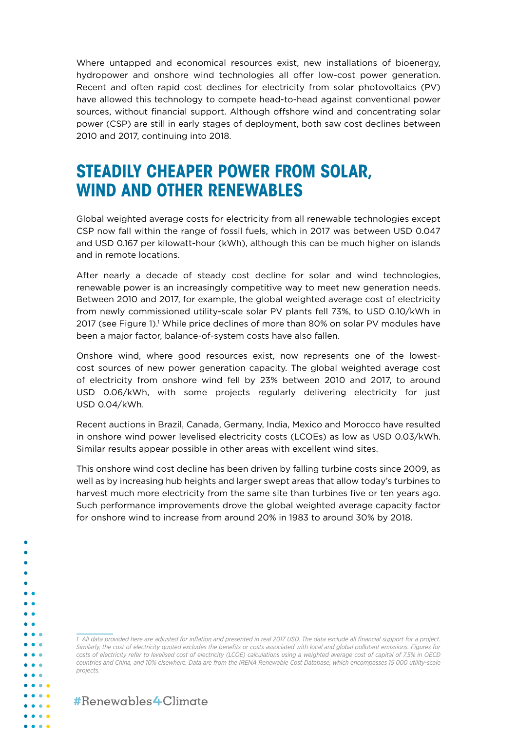Where untapped and economical resources exist, new installations of bioenergy, hydropower and onshore wind technologies all offer low-cost power generation. Recent and often rapid cost declines for electricity from solar photovoltaics (PV) have allowed this technology to compete head-to-head against conventional power sources, without financial support. Although offshore wind and concentrating solar power (CSP) are still in early stages of deployment, both saw cost declines between 2010 and 2017, continuing into 2018.

## STEADILY CHEAPER POWER FROM SOLAR, WIND AND OTHER RENEWABLES

Global weighted average costs for electricity from all renewable technologies except CSP now fall within the range of fossil fuels, which in 2017 was between USD 0.047 and USD 0.167 per kilowatt-hour (kWh), although this can be much higher on islands and in remote locations.

After nearly a decade of steady cost decline for solar and wind technologies, renewable power is an increasingly competitive way to meet new generation needs. Between 2010 and 2017, for example, the global weighted average cost of electricity from newly commissioned utility-scale solar PV plants fell 73%, to USD 0.10/kWh in 2017 (see Figure 1).[1] While price declines of more than 80% on solar PV modules have been a major factor, balance-of-system costs have also fallen.

Onshore wind, where good resources exist, now represents one of the lowest-cost sources of new power generation capacity. The global weighted average cost of electricity from onshore wind fell by 23% between 2010 and 2017, to around USD 0.06/kWh, with some projects regularly delivering electricity for just USD 0.04/kWh.

Recent auctions in Brazil, Canada, Germany, India, Mexico and Morocco have resulted in onshore wind power levelised electricity costs (LCOEs) as low as USD 0.03/kWh. Similar results appear possible in other areas with excellent wind sites.

This onshore wind cost decline has been driven by falling turbine costs since 2009, as well as by increasing hub heights and larger swept areas that allow today's turbines to harvest much more electricity from the same site than turbines five or ten years ago. Such performance improvements drove the global weighted average capacity factor for onshore wind to increase from around 20% in 1983 to around 30% by 2018.

*1 All data provided here are adjusted for inflation and presented in real 2017 USD. The data exclude all financial support for a project. Similarly, the cost of electricity quoted excludes the benefits or costs associated with local and global pollutant emissions. Figures for costs of electricity refer to levelised cost of electricity (LCOE) calculations using a weighted average cost of capital of 7.5% in OECD countries and China, and 10% elsewhere. Data are from the IRENA Renewable Cost Database, which encompasses 15 000 utility-scale projects.*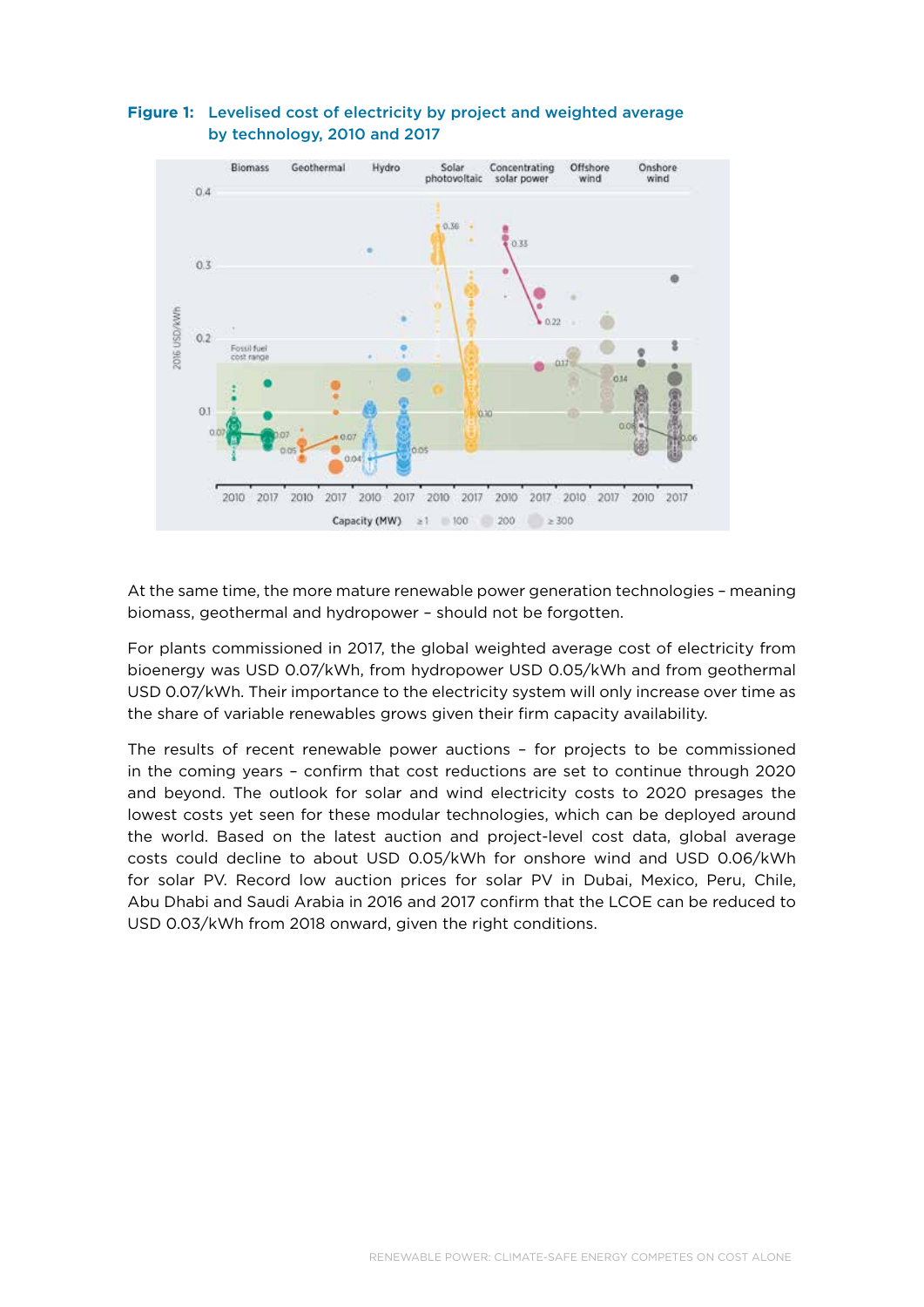**Figure 1:** Levelised cost of electricity by project and weighted average by technology, 2010 and 2017

At the same time, the more mature renewable power generation technologies – meaning biomass, geothermal and hydropower – should not be forgotten.

For plants commissioned in 2017, the global weighted average cost of electricity from bioenergy was USD 0.07/kWh, from hydropower USD 0.05/kWh and from geothermal USD 0.07/kWh. Their importance to the electricity system will only increase over time as the share of variable renewables grows given their firm capacity availability.

The results of recent renewable power auctions – for projects to be commissioned in the coming years – confirm that cost reductions are set to continue through 2020 and beyond. The outlook for solar and wind electricity costs to 2020 presages the lowest costs yet seen for these modular technologies, which can be deployed around the world. Based on the latest auction and project-level cost data, global average costs could decline to about USD 0.05/kWh for onshore wind and USD 0.06/kWh for solar PV. Record low auction prices for solar PV in Dubai, Mexico, Peru, Chile, Abu Dhabi and Saudi Arabia in 2016 and 2017 confirm that the LCOE can be reduced to USD 0.03/kWh from 2018 onward, given the right conditions.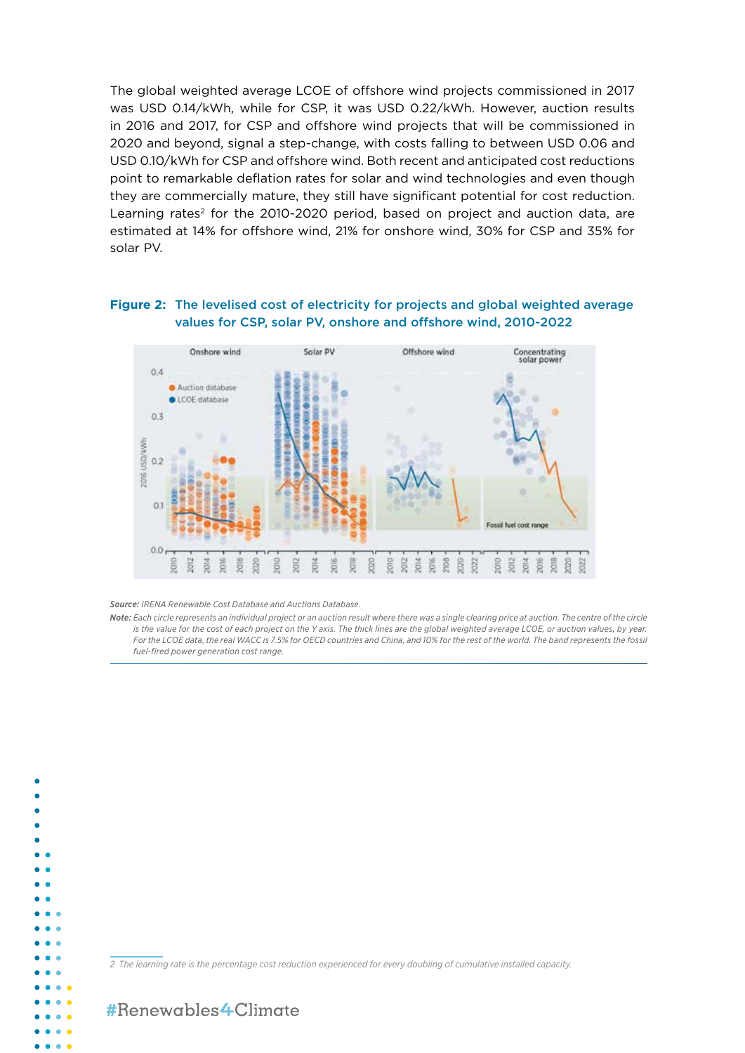The global weighted average LCOE of offshore wind projects commissioned in 2017 was USD 0.14/kWh, while for CSP, it was USD 0.22/kWh. However, auction results in 2016 and 2017, for CSP and offshore wind projects that will be commissioned in 2020 and beyond, signal a step-change, with costs falling to between USD 0.06 and USD 0.10/kWh for CSP and offshore wind. Both recent and anticipated cost reductions point to remarkable deflation rates for solar and wind technologies and even though they are commercially mature, they still have significant potential for cost reduction. Learning rates[2] for the 2010-2020 period, based on project and auction data, are estimated at 14% for offshore wind, 21% for onshore wind, 30% for CSP and 35% for solar PV.

**Figure 2: The levelised cost of electricity for projects and global weighted average values for CSP, solar PV, onshore and offshore wind, 2010-2022**

***Source:*** *IRENA Renewable Cost Database and Auctions Database.*

***Note:*** *Each circle represents an individual project or an auction result where there was a single clearing price at auction. The centre of the circle is the value for the cost of each project on the Y axis. The thick lines are the global weighted average LCOE, or auction values, by year. For the LCOE data, the real WACC is 7.5% for OECD countries and China, and 10% for the rest of the world. The band represents the fossil fuel-fired power generation cost range.*

---

*2 The learning rate is the percentage cost reduction experienced for every doubling of cumulative installed capacity.*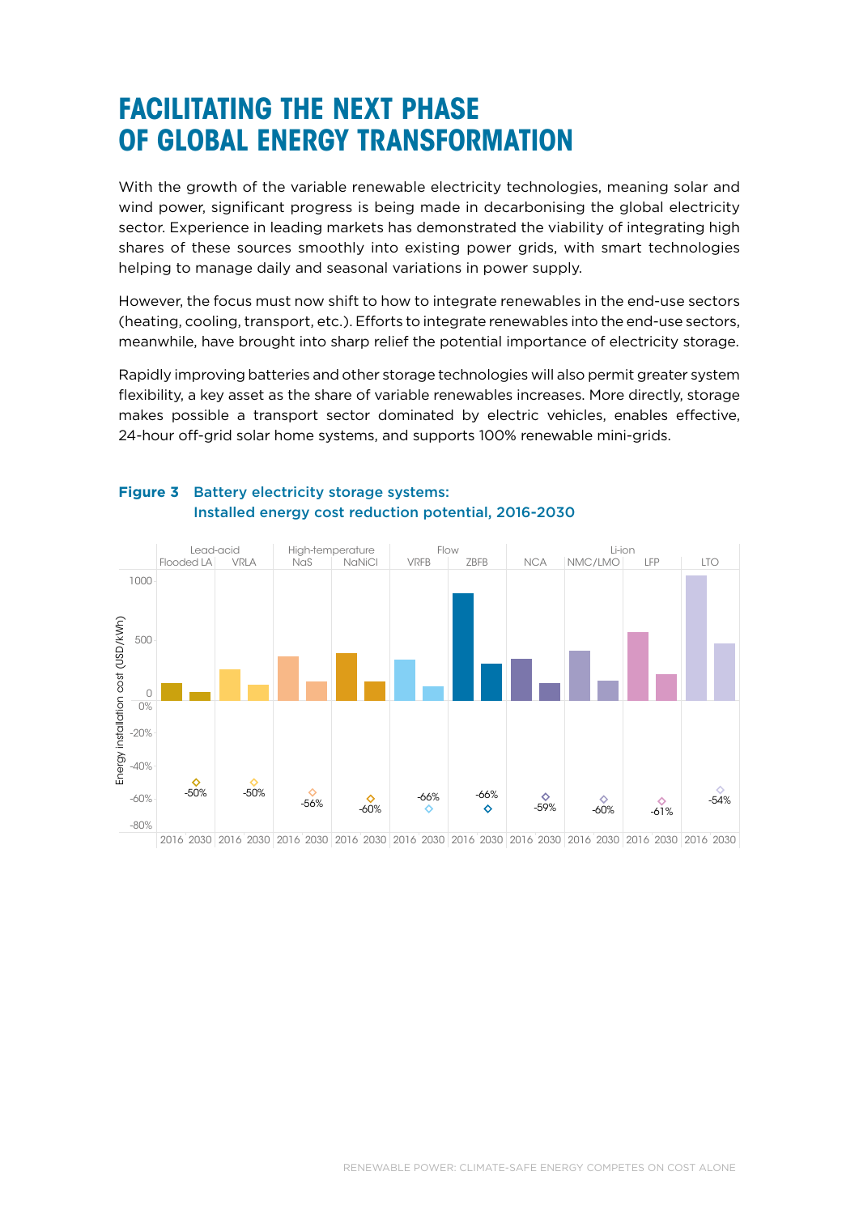# FACILITATING THE NEXT PHASE OF GLOBAL ENERGY TRANSFORMATION

With the growth of the variable renewable electricity technologies, meaning solar and wind power, significant progress is being made in decarbonising the global electricity sector. Experience in leading markets has demonstrated the viability of integrating high shares of these sources smoothly into existing power grids, with smart technologies helping to manage daily and seasonal variations in power supply.

However, the focus must now shift to how to integrate renewables in the end-use sectors (heating, cooling, transport, etc.). Efforts to integrate renewables into the end-use sectors, meanwhile, have brought into sharp relief the potential importance of electricity storage.

Rapidly improving batteries and other storage technologies will also permit greater system flexibility, a key asset as the share of variable renewables increases. More directly, storage makes possible a transport sector dominated by electric vehicles, enables effective, 24-hour off-grid solar home systems, and supports 100% renewable mini-grids.

**Figure 3** Battery electricity storage systems: Installed energy cost reduction potential, 2016-2030

| Group | Technology | Cost reduction 2016–2030 |
|---|---|---|
| Lead-acid | Flooded LA | -50% |
| Lead-acid | VRLA | -50% |
| High-temperature | NaS | -56% |
| High-temperature | NaNiCl | -60% |
| Flow | VRFB | -66% |
| Flow | ZBFB | -66% |
| Li-ion | NCA | -59% |
| Li-ion | NMC/LMO | -60% |
| Li-ion | LFP | -61% |
| Li-ion | LTO | -54% |

Energy installation cost (USD/kWh)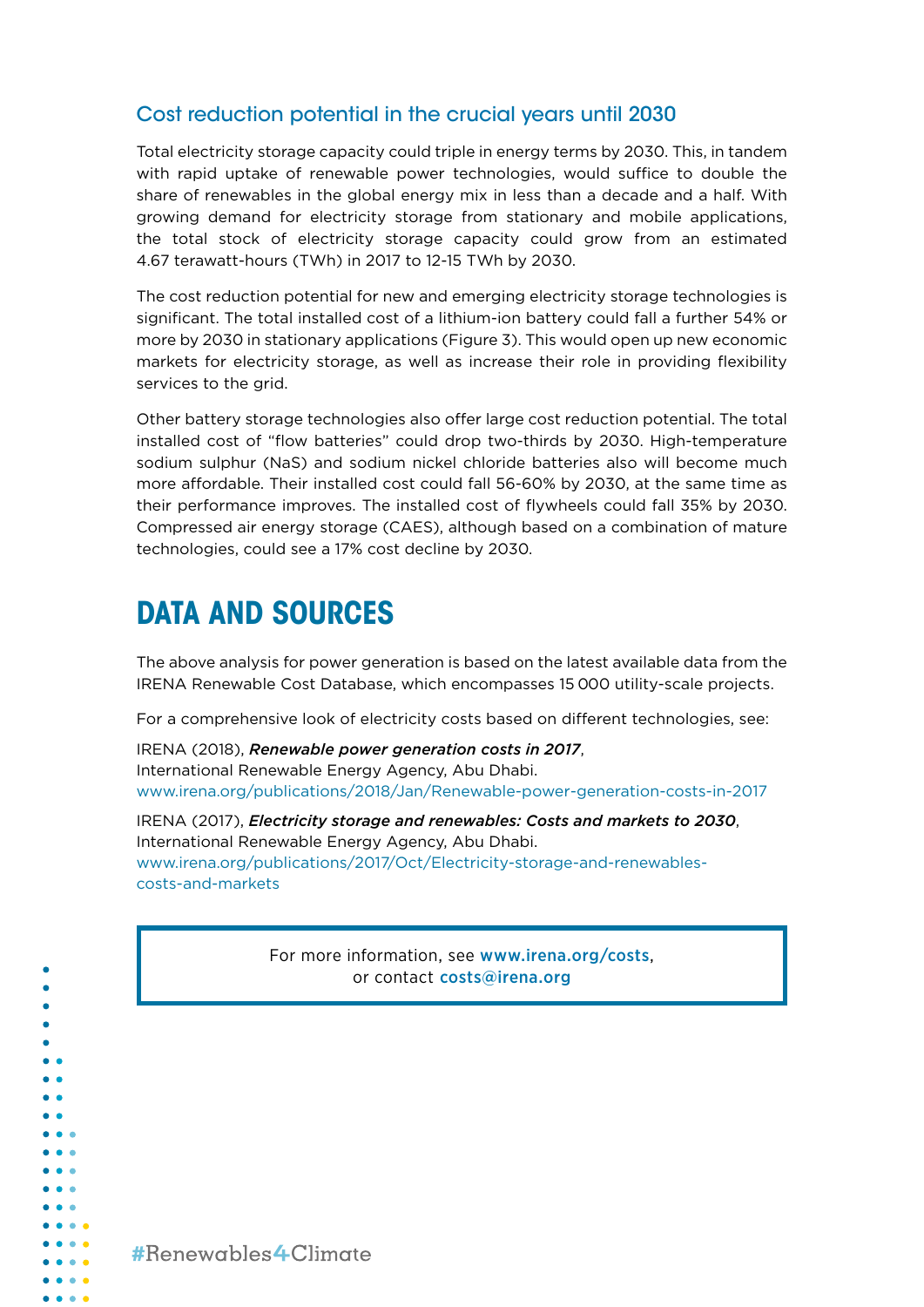## Cost reduction potential in the crucial years until 2030

Total electricity storage capacity could triple in energy terms by 2030. This, in tandem with rapid uptake of renewable power technologies, would suffice to double the share of renewables in the global energy mix in less than a decade and a half. With growing demand for electricity storage from stationary and mobile applications, the total stock of electricity storage capacity could grow from an estimated 4.67 terawatt-hours (TWh) in 2017 to 12-15 TWh by 2030.

The cost reduction potential for new and emerging electricity storage technologies is significant. The total installed cost of a lithium-ion battery could fall a further 54% or more by 2030 in stationary applications (Figure 3). This would open up new economic markets for electricity storage, as well as increase their role in providing flexibility services to the grid.

Other battery storage technologies also offer large cost reduction potential. The total installed cost of "flow batteries" could drop two-thirds by 2030. High-temperature sodium sulphur (NaS) and sodium nickel chloride batteries also will become much more affordable. Their installed cost could fall 56-60% by 2030, at the same time as their performance improves. The installed cost of flywheels could fall 35% by 2030. Compressed air energy storage (CAES), although based on a combination of mature technologies, could see a 17% cost decline by 2030.

# DATA AND SOURCES

The above analysis for power generation is based on the latest available data from the IRENA Renewable Cost Database, which encompasses 15 000 utility-scale projects.

For a comprehensive look of electricity costs based on different technologies, see:

IRENA (2018), ***Renewable power generation costs in 2017***, International Renewable Energy Agency, Abu Dhabi.
www.irena.org/publications/2018/Jan/Renewable-power-generation-costs-in-2017

IRENA (2017), ***Electricity storage and renewables: Costs and markets to 2030***, International Renewable Energy Agency, Abu Dhabi.
www.irena.org/publications/2017/Oct/Electricity-storage-and-renewables-costs-and-markets

For more information, see **www.irena.org/costs**, or contact **costs@irena.org**

#Renewables4Climate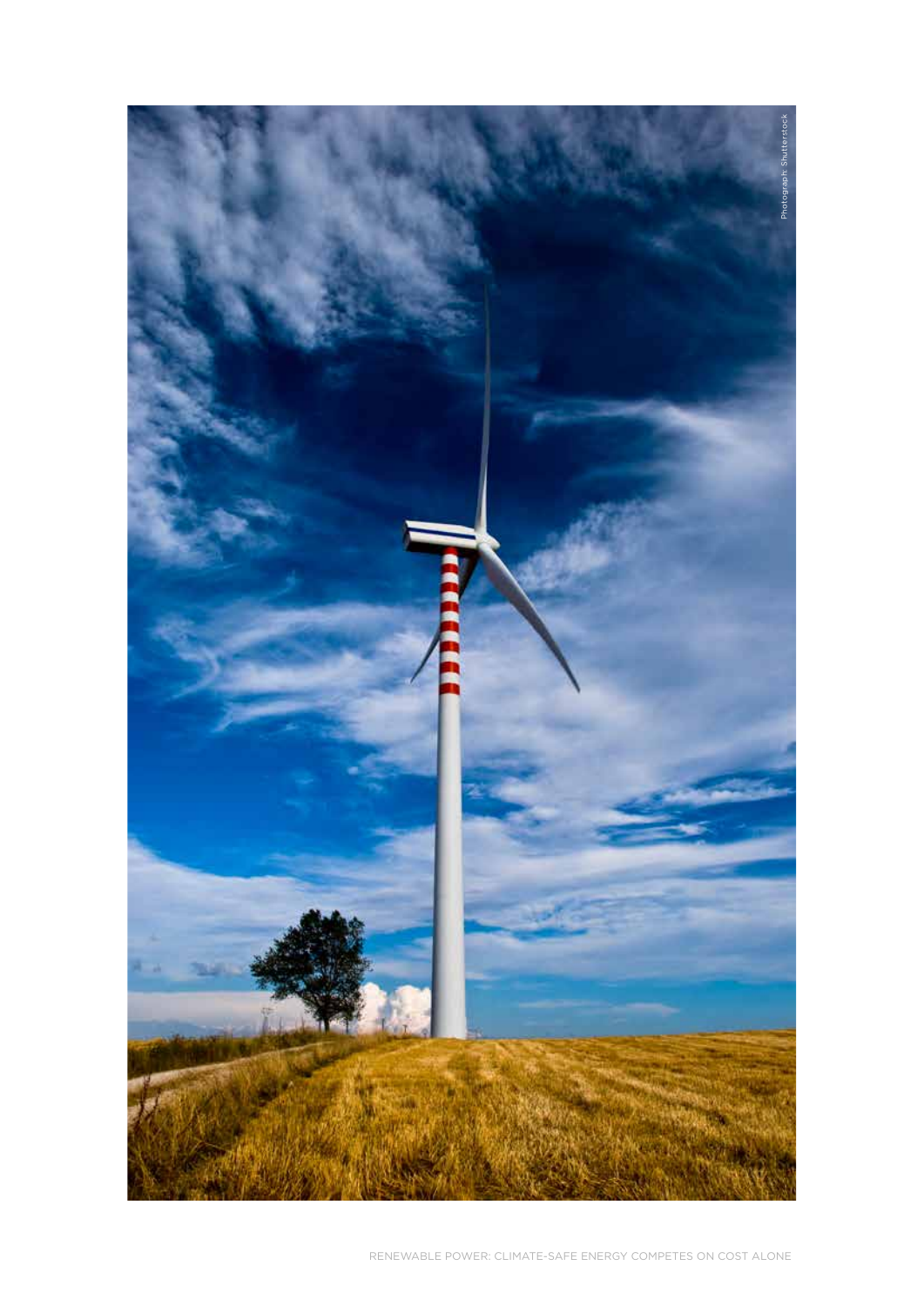Photograph: Shutterstock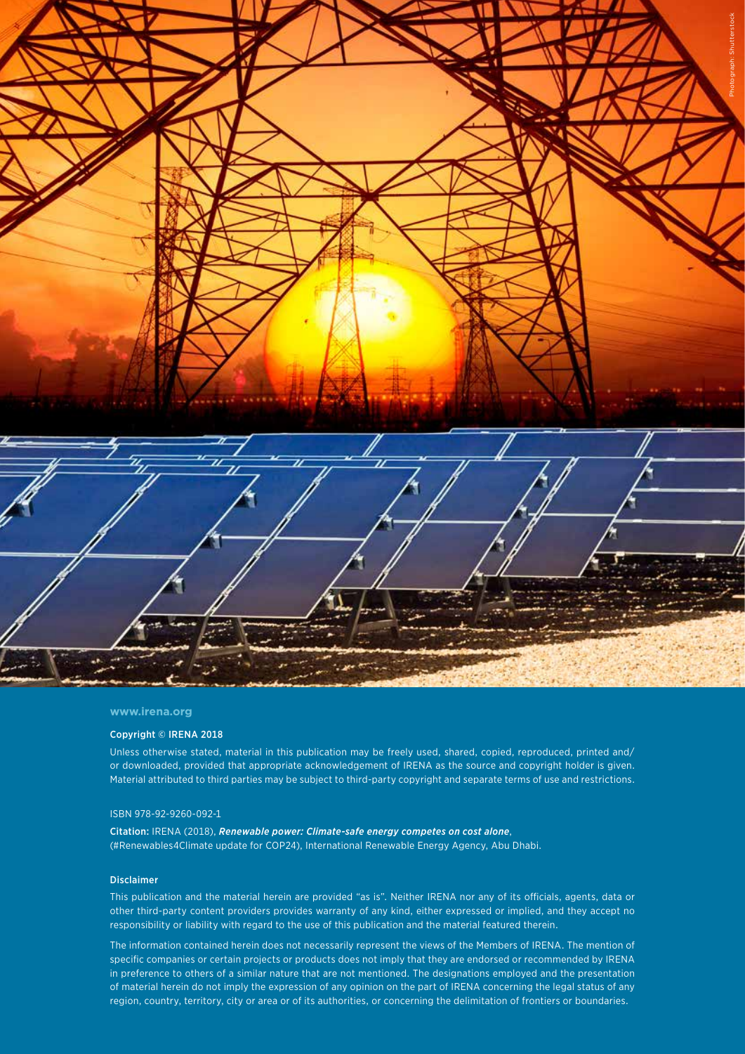Photograph: Shutterstock

**www.irena.org**

**Copyright © IRENA 2018**

Unless otherwise stated, material in this publication may be freely used, shared, copied, reproduced, printed and/or downloaded, provided that appropriate acknowledgement of IRENA as the source and copyright holder is given. Material attributed to third parties may be subject to third-party copyright and separate terms of use and restrictions.

ISBN 978-92-9260-092-1

**Citation:** IRENA (2018), ***Renewable power: Climate-safe energy competes on cost alone***, (#Renewables4Climate update for COP24), International Renewable Energy Agency, Abu Dhabi.

**Disclaimer**

This publication and the material herein are provided "as is". Neither IRENA nor any of its officials, agents, data or other third-party content providers provides warranty of any kind, either expressed or implied, and they accept no responsibility or liability with regard to the use of this publication and the material featured therein.

The information contained herein does not necessarily represent the views of the Members of IRENA. The mention of specific companies or certain projects or products does not imply that they are endorsed or recommended by IRENA in preference to others of a similar nature that are not mentioned. The designations employed and the presentation of material herein do not imply the expression of any opinion on the part of IRENA concerning the legal status of any region, country, territory, city or area or of its authorities, or concerning the delimitation of frontiers or boundaries.